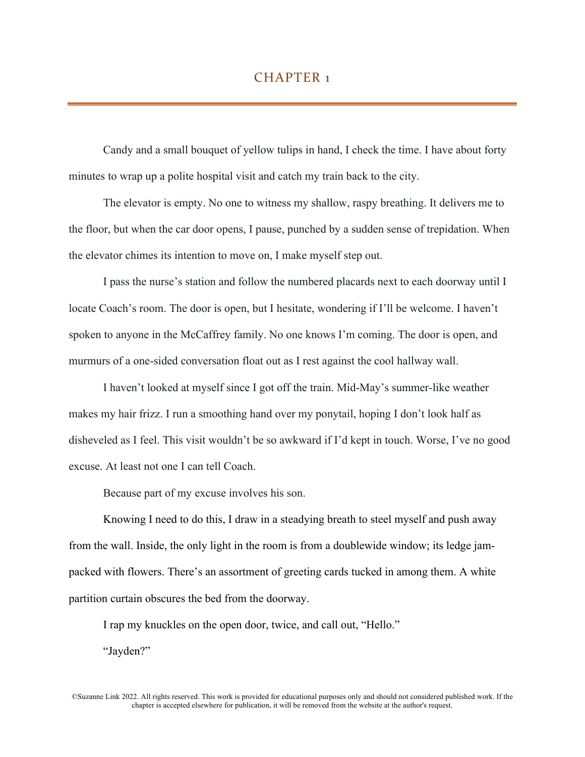# CHAPTER 1

Candy and a small bouquet of yellow tulips in hand, I check the time. I have about forty minutes to wrap up a polite hospital visit and catch my train back to the city.

The elevator is empty. No one to witness my shallow, raspy breathing. It delivers me to the floor, but when the car door opens, I pause, punched by a sudden sense of trepidation. When the elevator chimes its intention to move on, I make myself step out.

I pass the nurse's station and follow the numbered placards next to each doorway until I locate Coach's room. The door is open, but I hesitate, wondering if I'll be welcome. I haven't spoken to anyone in the McCaffrey family. No one knows I'm coming. The door is open, and murmurs of a one-sided conversation float out as I rest against the cool hallway wall.

I haven't looked at myself since I got off the train. Mid-May's summer-like weather makes my hair frizz. I run a smoothing hand over my ponytail, hoping I don't look half as disheveled as I feel. This visit wouldn't be so awkward if I'd kept in touch. Worse, I've no good excuse. At least not one I can tell Coach.

Because part of my excuse involves his son.

Knowing I need to do this, I draw in a steadying breath to steel myself and push away from the wall. Inside, the only light in the room is from a doublewide window; its ledge jam-packed with flowers. There's an assortment of greeting cards tucked in among them. A white partition curtain obscures the bed from the doorway.

I rap my knuckles on the open door, twice, and call out, "Hello."

"Jayden?"

©Suzanne Link 2022. All rights reserved. This work is provided for educational purposes only and should not considered published work. If the chapter is accepted elsewhere for publication, it will be removed from the website at the author's request.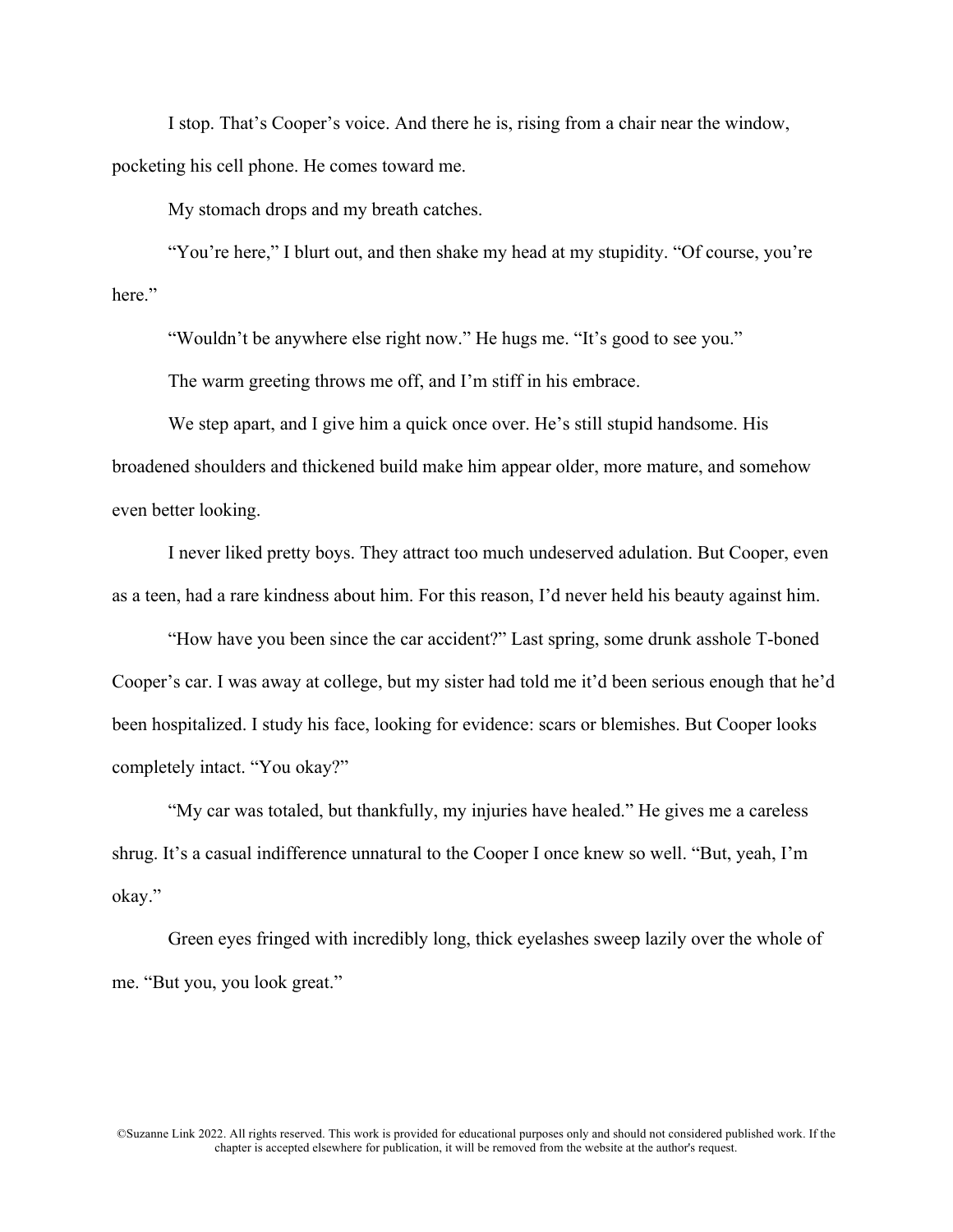I stop. That's Cooper's voice. And there he is, rising from a chair near the window, pocketing his cell phone. He comes toward me.

My stomach drops and my breath catches.

"You're here," I blurt out, and then shake my head at my stupidity. "Of course, you're here."

"Wouldn't be anywhere else right now." He hugs me. "It's good to see you."

The warm greeting throws me off, and I'm stiff in his embrace.

We step apart, and I give him a quick once over. He's still stupid handsome. His broadened shoulders and thickened build make him appear older, more mature, and somehow even better looking.

I never liked pretty boys. They attract too much undeserved adulation. But Cooper, even as a teen, had a rare kindness about him. For this reason, I'd never held his beauty against him.

"How have you been since the car accident?" Last spring, some drunk asshole T-boned Cooper's car. I was away at college, but my sister had told me it'd been serious enough that he'd been hospitalized. I study his face, looking for evidence: scars or blemishes. But Cooper looks completely intact. "You okay?"

"My car was totaled, but thankfully, my injuries have healed." He gives me a careless shrug. It's a casual indifference unnatural to the Cooper I once knew so well. "But, yeah, I'm okay."

Green eyes fringed with incredibly long, thick eyelashes sweep lazily over the whole of me. "But you, you look great."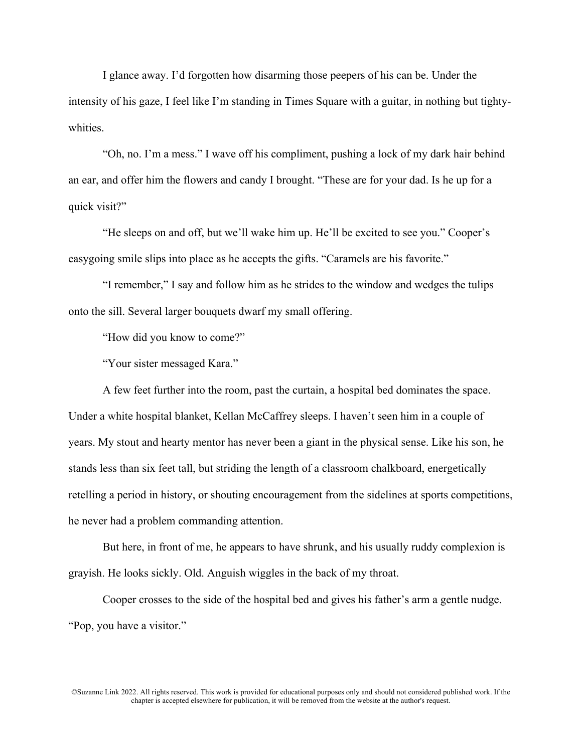I glance away. I'd forgotten how disarming those peepers of his can be. Under the intensity of his gaze, I feel like I'm standing in Times Square with a guitar, in nothing but tighty-whities.

"Oh, no. I'm a mess." I wave off his compliment, pushing a lock of my dark hair behind an ear, and offer him the flowers and candy I brought. "These are for your dad. Is he up for a quick visit?"

"He sleeps on and off, but we'll wake him up. He'll be excited to see you." Cooper's easygoing smile slips into place as he accepts the gifts. "Caramels are his favorite."

"I remember," I say and follow him as he strides to the window and wedges the tulips onto the sill. Several larger bouquets dwarf my small offering.

"How did you know to come?"

"Your sister messaged Kara."

A few feet further into the room, past the curtain, a hospital bed dominates the space. Under a white hospital blanket, Kellan McCaffrey sleeps. I haven't seen him in a couple of years. My stout and hearty mentor has never been a giant in the physical sense. Like his son, he stands less than six feet tall, but striding the length of a classroom chalkboard, energetically retelling a period in history, or shouting encouragement from the sidelines at sports competitions, he never had a problem commanding attention.

But here, in front of me, he appears to have shrunk, and his usually ruddy complexion is grayish. He looks sickly. Old. Anguish wiggles in the back of my throat.

Cooper crosses to the side of the hospital bed and gives his father's arm a gentle nudge. "Pop, you have a visitor."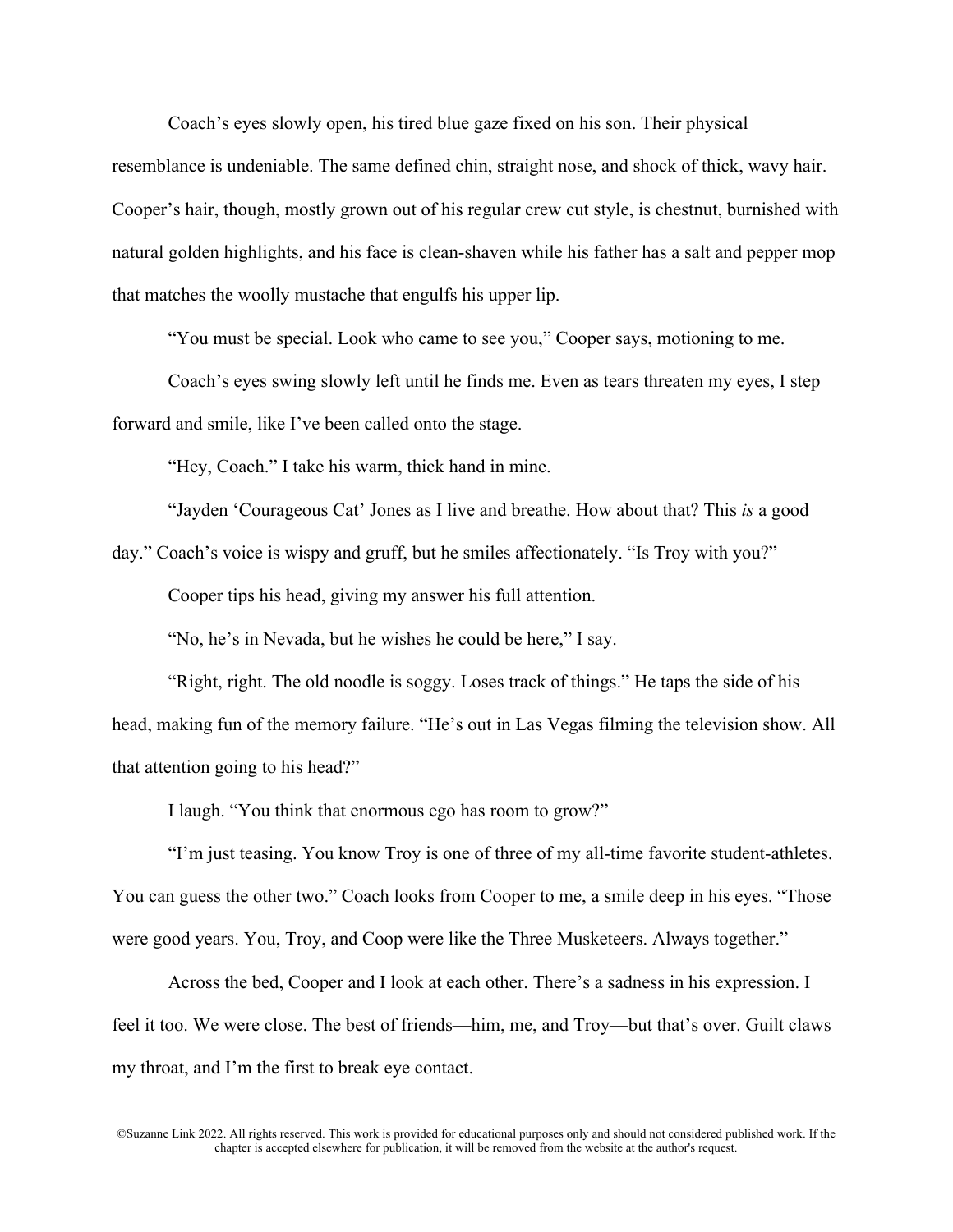Coach's eyes slowly open, his tired blue gaze fixed on his son. Their physical resemblance is undeniable. The same defined chin, straight nose, and shock of thick, wavy hair. Cooper's hair, though, mostly grown out of his regular crew cut style, is chestnut, burnished with natural golden highlights, and his face is clean-shaven while his father has a salt and pepper mop that matches the woolly mustache that engulfs his upper lip.

"You must be special. Look who came to see you," Cooper says, motioning to me.

Coach's eyes swing slowly left until he finds me. Even as tears threaten my eyes, I step forward and smile, like I've been called onto the stage.

"Hey, Coach." I take his warm, thick hand in mine.

"Jayden 'Courageous Cat' Jones as I live and breathe. How about that? This *is* a good day." Coach's voice is wispy and gruff, but he smiles affectionately. "Is Troy with you?"

Cooper tips his head, giving my answer his full attention.

"No, he's in Nevada, but he wishes he could be here," I say.

"Right, right. The old noodle is soggy. Loses track of things." He taps the side of his head, making fun of the memory failure. "He's out in Las Vegas filming the television show. All that attention going to his head?"

I laugh. "You think that enormous ego has room to grow?"

"I'm just teasing. You know Troy is one of three of my all-time favorite student-athletes. You can guess the other two." Coach looks from Cooper to me, a smile deep in his eyes. "Those were good years. You, Troy, and Coop were like the Three Musketeers. Always together."

Across the bed, Cooper and I look at each other. There's a sadness in his expression. I feel it too. We were close. The best of friends—him, me, and Troy—but that's over. Guilt claws my throat, and I'm the first to break eye contact.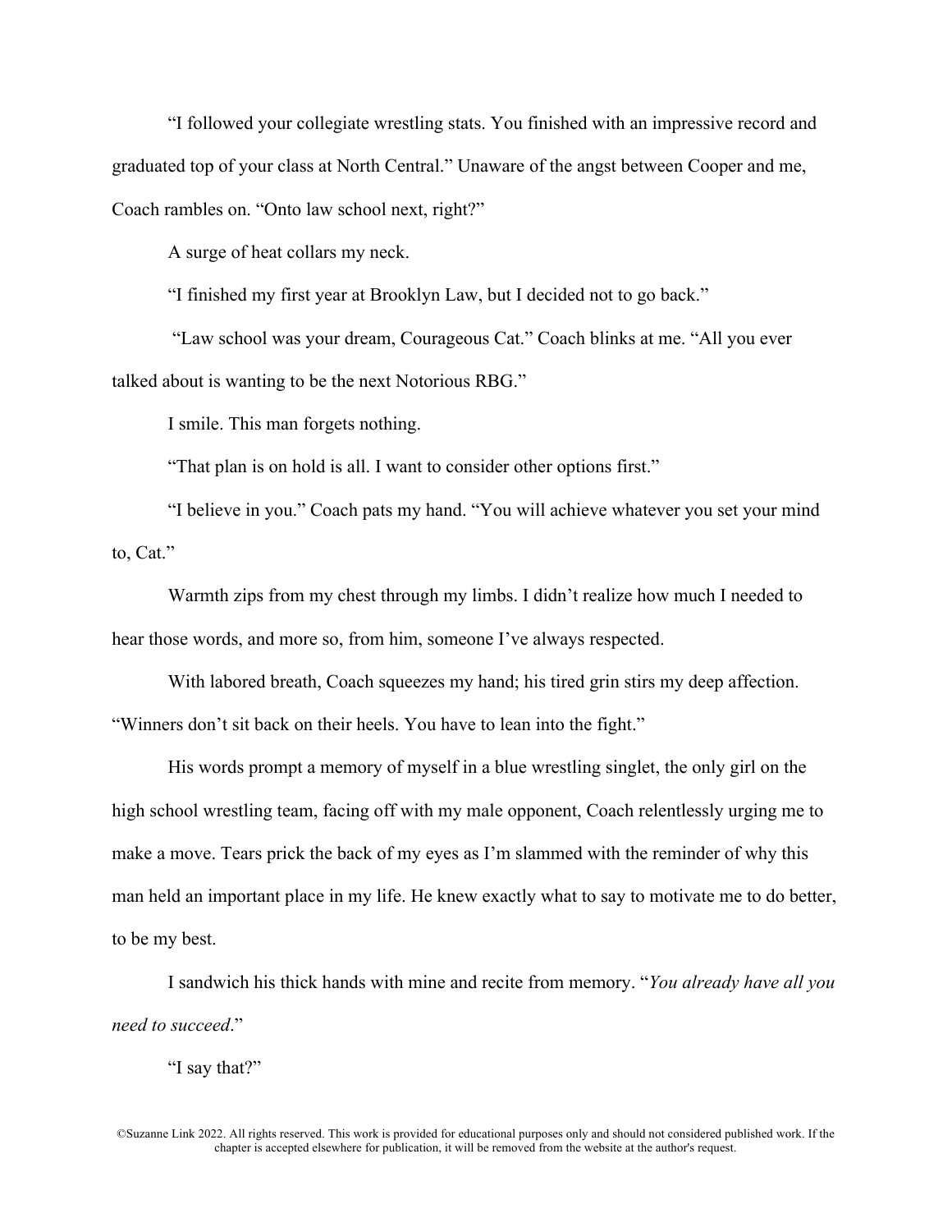"I followed your collegiate wrestling stats. You finished with an impressive record and graduated top of your class at North Central." Unaware of the angst between Cooper and me, Coach rambles on. "Onto law school next, right?"

A surge of heat collars my neck.

"I finished my first year at Brooklyn Law, but I decided not to go back."

"Law school was your dream, Courageous Cat." Coach blinks at me. "All you ever talked about is wanting to be the next Notorious RBG."

I smile. This man forgets nothing.

"That plan is on hold is all. I want to consider other options first."

"I believe in you." Coach pats my hand. "You will achieve whatever you set your mind to, Cat."

Warmth zips from my chest through my limbs. I didn't realize how much I needed to hear those words, and more so, from him, someone I've always respected.

With labored breath, Coach squeezes my hand; his tired grin stirs my deep affection. "Winners don't sit back on their heels. You have to lean into the fight."

His words prompt a memory of myself in a blue wrestling singlet, the only girl on the high school wrestling team, facing off with my male opponent, Coach relentlessly urging me to make a move. Tears prick the back of my eyes as I'm slammed with the reminder of why this man held an important place in my life. He knew exactly what to say to motivate me to do better, to be my best.

I sandwich his thick hands with mine and recite from memory. "*You already have all you need to succeed*."

"I say that?"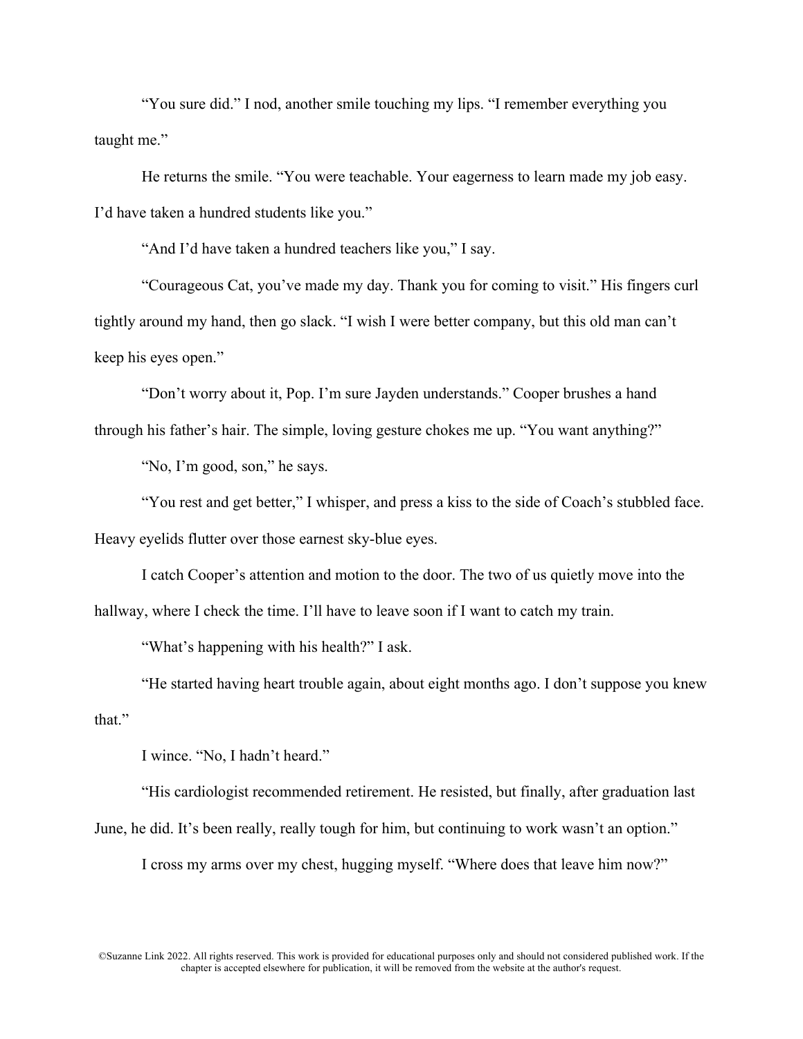"You sure did." I nod, another smile touching my lips. "I remember everything you taught me."

He returns the smile. "You were teachable. Your eagerness to learn made my job easy. I'd have taken a hundred students like you."

"And I'd have taken a hundred teachers like you," I say.

"Courageous Cat, you've made my day. Thank you for coming to visit." His fingers curl tightly around my hand, then go slack. "I wish I were better company, but this old man can't keep his eyes open."

"Don't worry about it, Pop. I'm sure Jayden understands." Cooper brushes a hand through his father's hair. The simple, loving gesture chokes me up. "You want anything?"

"No, I'm good, son," he says.

"You rest and get better," I whisper, and press a kiss to the side of Coach's stubbled face. Heavy eyelids flutter over those earnest sky-blue eyes.

I catch Cooper's attention and motion to the door. The two of us quietly move into the hallway, where I check the time. I'll have to leave soon if I want to catch my train.

"What's happening with his health?" I ask.

"He started having heart trouble again, about eight months ago. I don't suppose you knew that."

I wince. "No, I hadn't heard."

"His cardiologist recommended retirement. He resisted, but finally, after graduation last June, he did. It's been really, really tough for him, but continuing to work wasn't an option."

I cross my arms over my chest, hugging myself. "Where does that leave him now?"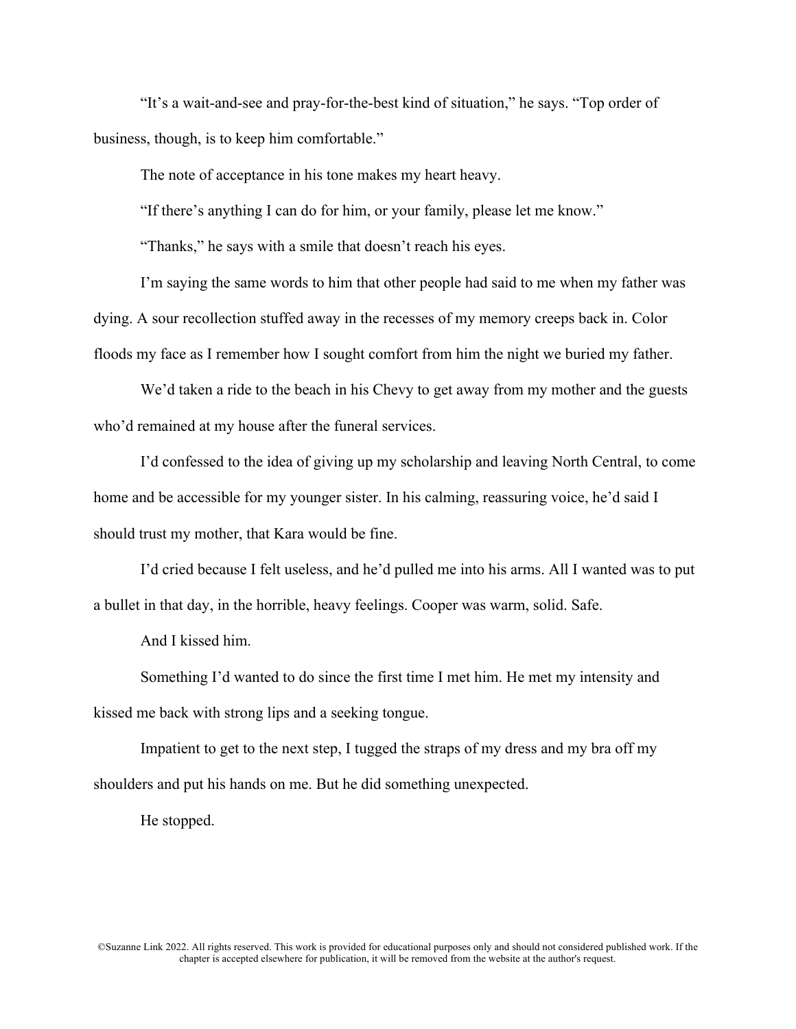"It's a wait-and-see and pray-for-the-best kind of situation," he says. "Top order of business, though, is to keep him comfortable."

The note of acceptance in his tone makes my heart heavy.

"If there's anything I can do for him, or your family, please let me know."

"Thanks," he says with a smile that doesn't reach his eyes.

I'm saying the same words to him that other people had said to me when my father was dying. A sour recollection stuffed away in the recesses of my memory creeps back in. Color floods my face as I remember how I sought comfort from him the night we buried my father.

We'd taken a ride to the beach in his Chevy to get away from my mother and the guests who'd remained at my house after the funeral services.

I'd confessed to the idea of giving up my scholarship and leaving North Central, to come home and be accessible for my younger sister. In his calming, reassuring voice, he'd said I should trust my mother, that Kara would be fine.

I'd cried because I felt useless, and he'd pulled me into his arms. All I wanted was to put a bullet in that day, in the horrible, heavy feelings. Cooper was warm, solid. Safe.

And I kissed him.

Something I'd wanted to do since the first time I met him. He met my intensity and kissed me back with strong lips and a seeking tongue.

Impatient to get to the next step, I tugged the straps of my dress and my bra off my shoulders and put his hands on me. But he did something unexpected.

He stopped.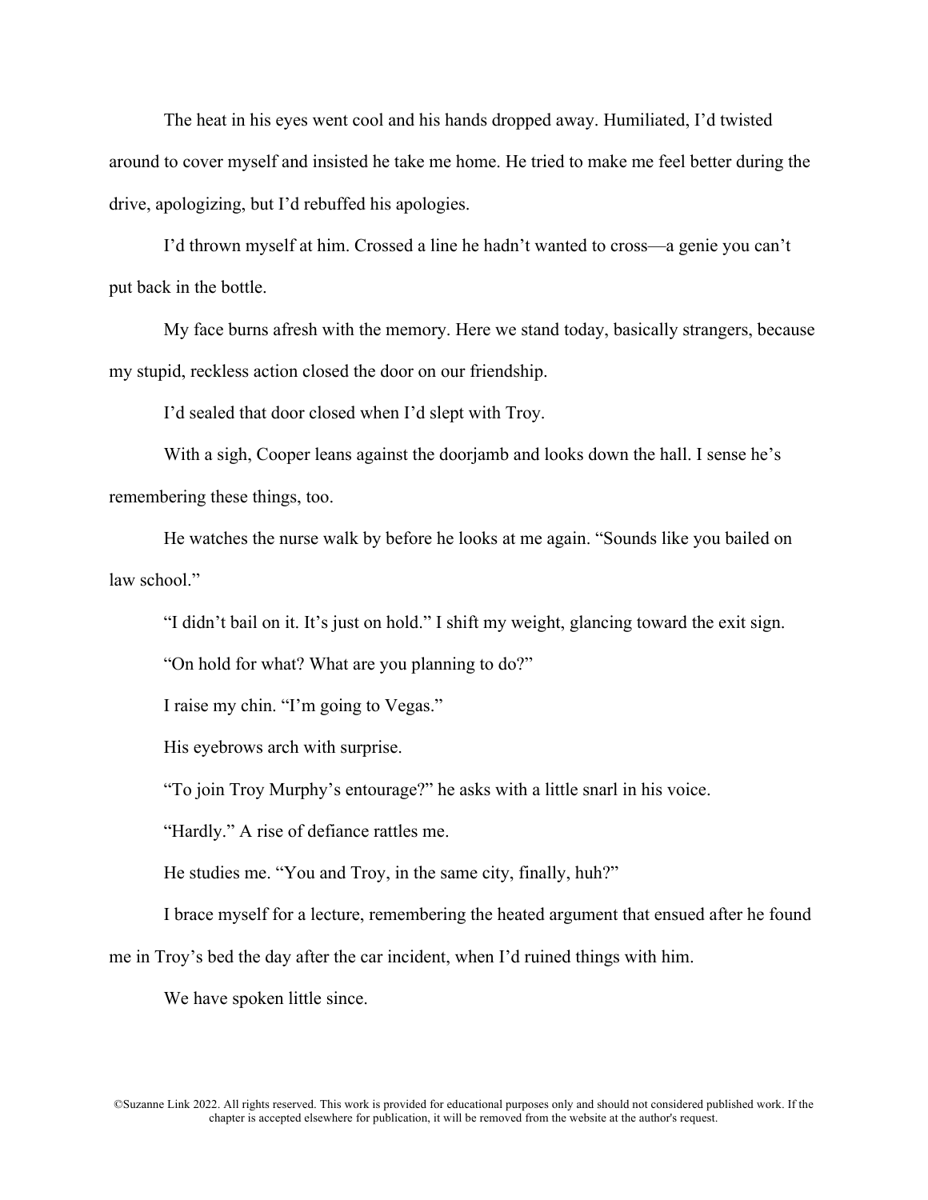The heat in his eyes went cool and his hands dropped away. Humiliated, I'd twisted around to cover myself and insisted he take me home. He tried to make me feel better during the drive, apologizing, but I'd rebuffed his apologies.

I'd thrown myself at him. Crossed a line he hadn't wanted to cross—a genie you can't put back in the bottle.

My face burns afresh with the memory. Here we stand today, basically strangers, because my stupid, reckless action closed the door on our friendship.

I'd sealed that door closed when I'd slept with Troy.

With a sigh, Cooper leans against the doorjamb and looks down the hall. I sense he's remembering these things, too.

He watches the nurse walk by before he looks at me again. "Sounds like you bailed on law school."

"I didn't bail on it. It's just on hold." I shift my weight, glancing toward the exit sign.

"On hold for what? What are you planning to do?"

I raise my chin. "I'm going to Vegas."

His eyebrows arch with surprise.

"To join Troy Murphy's entourage?" he asks with a little snarl in his voice.

"Hardly." A rise of defiance rattles me.

He studies me. "You and Troy, in the same city, finally, huh?"

I brace myself for a lecture, remembering the heated argument that ensued after he found me in Troy's bed the day after the car incident, when I'd ruined things with him.

We have spoken little since.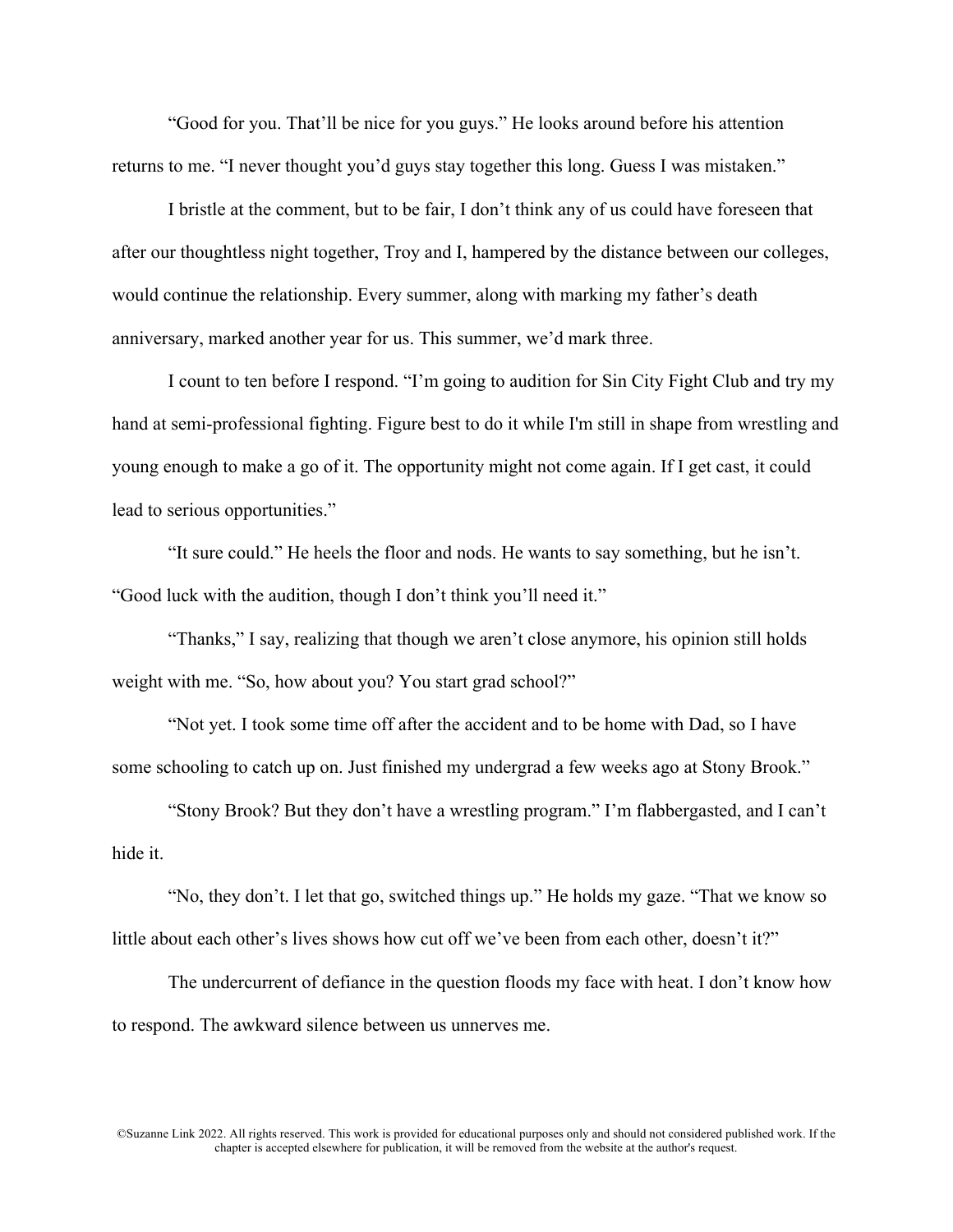"Good for you. That'll be nice for you guys." He looks around before his attention returns to me. "I never thought you'd guys stay together this long. Guess I was mistaken."

I bristle at the comment, but to be fair, I don't think any of us could have foreseen that after our thoughtless night together, Troy and I, hampered by the distance between our colleges, would continue the relationship. Every summer, along with marking my father's death anniversary, marked another year for us. This summer, we'd mark three.

I count to ten before I respond. "I'm going to audition for Sin City Fight Club and try my hand at semi-professional fighting. Figure best to do it while I'm still in shape from wrestling and young enough to make a go of it. The opportunity might not come again. If I get cast, it could lead to serious opportunities."

"It sure could." He heels the floor and nods. He wants to say something, but he isn't. "Good luck with the audition, though I don't think you'll need it."

"Thanks," I say, realizing that though we aren't close anymore, his opinion still holds weight with me. "So, how about you? You start grad school?"

"Not yet. I took some time off after the accident and to be home with Dad, so I have some schooling to catch up on. Just finished my undergrad a few weeks ago at Stony Brook."

"Stony Brook? But they don't have a wrestling program." I'm flabbergasted, and I can't hide it.

"No, they don't. I let that go, switched things up." He holds my gaze. "That we know so little about each other's lives shows how cut off we've been from each other, doesn't it?"

The undercurrent of defiance in the question floods my face with heat. I don't know how to respond. The awkward silence between us unnerves me.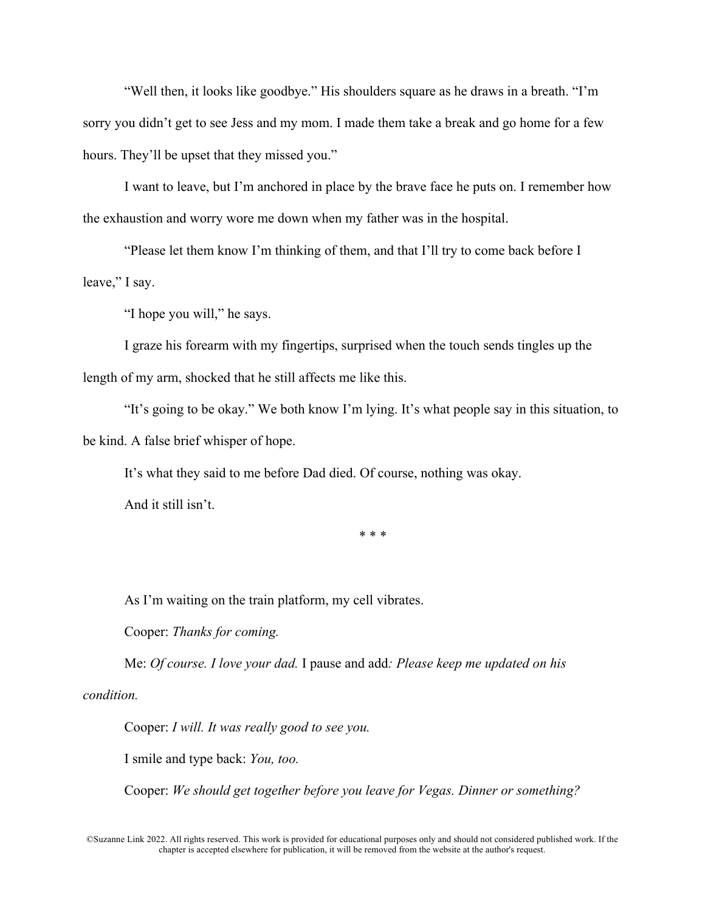"Well then, it looks like goodbye." His shoulders square as he draws in a breath. "I'm sorry you didn't get to see Jess and my mom. I made them take a break and go home for a few hours. They'll be upset that they missed you."

I want to leave, but I'm anchored in place by the brave face he puts on. I remember how the exhaustion and worry wore me down when my father was in the hospital.

"Please let them know I'm thinking of them, and that I'll try to come back before I leave," I say.

"I hope you will," he says.

I graze his forearm with my fingertips, surprised when the touch sends tingles up the length of my arm, shocked that he still affects me like this.

"It's going to be okay." We both know I'm lying. It's what people say in this situation, to be kind. A false brief whisper of hope.

It's what they said to me before Dad died. Of course, nothing was okay.

And it still isn't.

* * *

As I'm waiting on the train platform, my cell vibrates.

Cooper: *Thanks for coming.*

Me: *Of course. I love your dad.* I pause and add*: Please keep me updated on his condition.*

Cooper: *I will. It was really good to see you.*

I smile and type back: *You, too.*

Cooper: *We should get together before you leave for Vegas. Dinner or something?*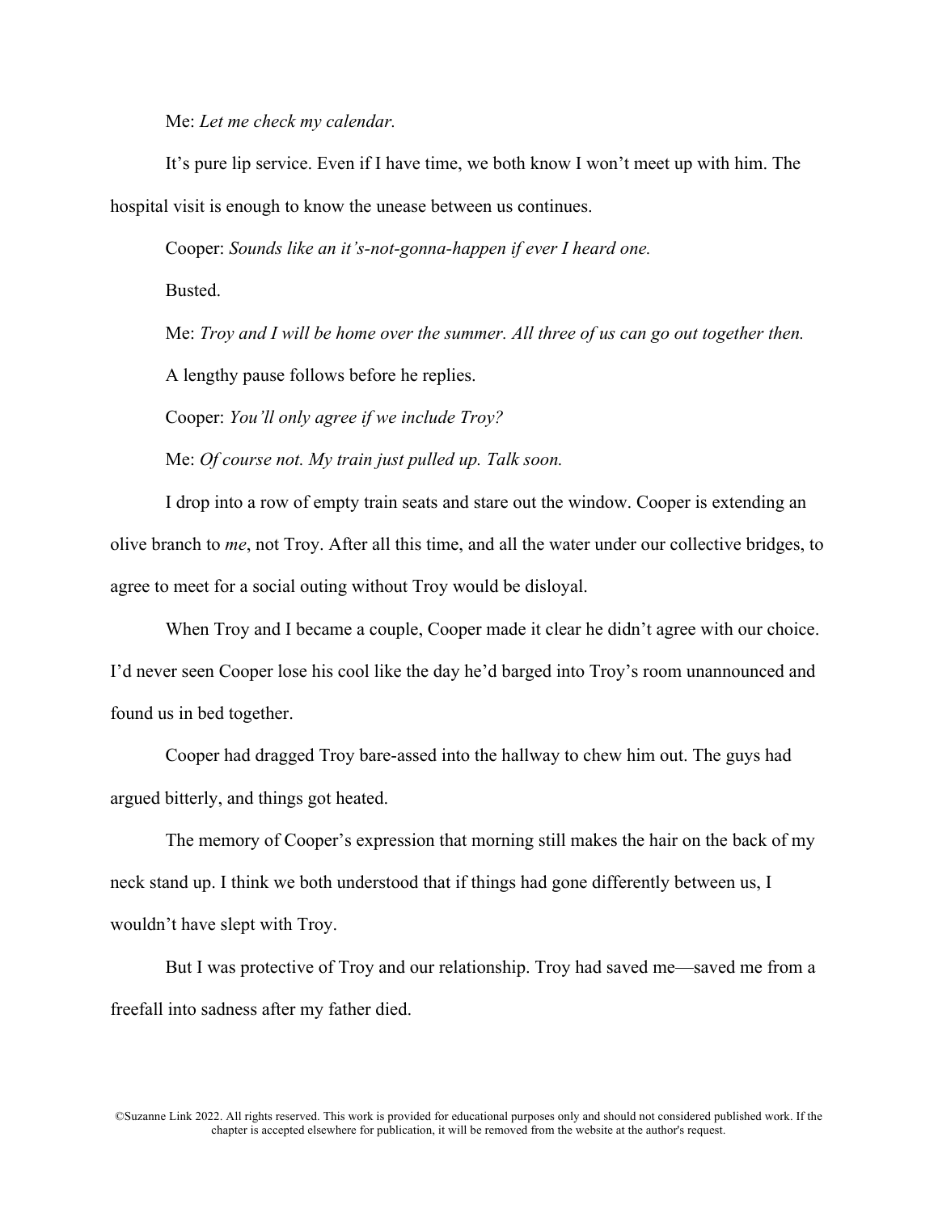Me: *Let me check my calendar.*

It's pure lip service. Even if I have time, we both know I won't meet up with him. The hospital visit is enough to know the unease between us continues.

Cooper: *Sounds like an it's-not-gonna-happen if ever I heard one.*

Busted.

Me: *Troy and I will be home over the summer. All three of us can go out together then.*

A lengthy pause follows before he replies.

Cooper: *You'll only agree if we include Troy?*

Me: *Of course not. My train just pulled up. Talk soon.*

I drop into a row of empty train seats and stare out the window. Cooper is extending an olive branch to *me*, not Troy. After all this time, and all the water under our collective bridges, to agree to meet for a social outing without Troy would be disloyal.

When Troy and I became a couple, Cooper made it clear he didn't agree with our choice. I'd never seen Cooper lose his cool like the day he'd barged into Troy's room unannounced and found us in bed together.

Cooper had dragged Troy bare-assed into the hallway to chew him out. The guys had argued bitterly, and things got heated.

The memory of Cooper's expression that morning still makes the hair on the back of my neck stand up. I think we both understood that if things had gone differently between us, I wouldn't have slept with Troy.

But I was protective of Troy and our relationship. Troy had saved me—saved me from a freefall into sadness after my father died.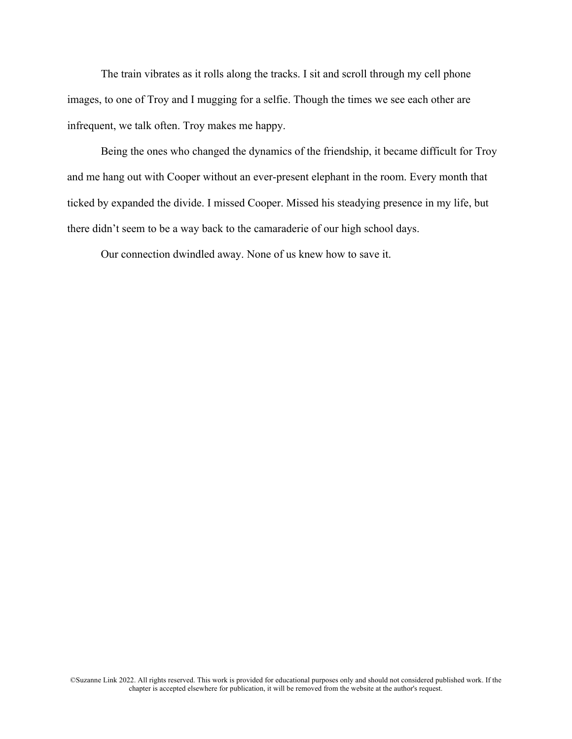The train vibrates as it rolls along the tracks. I sit and scroll through my cell phone images, to one of Troy and I mugging for a selfie. Though the times we see each other are infrequent, we talk often. Troy makes me happy.

Being the ones who changed the dynamics of the friendship, it became difficult for Troy and me hang out with Cooper without an ever-present elephant in the room. Every month that ticked by expanded the divide. I missed Cooper. Missed his steadying presence in my life, but there didn't seem to be a way back to the camaraderie of our high school days.

Our connection dwindled away. None of us knew how to save it.